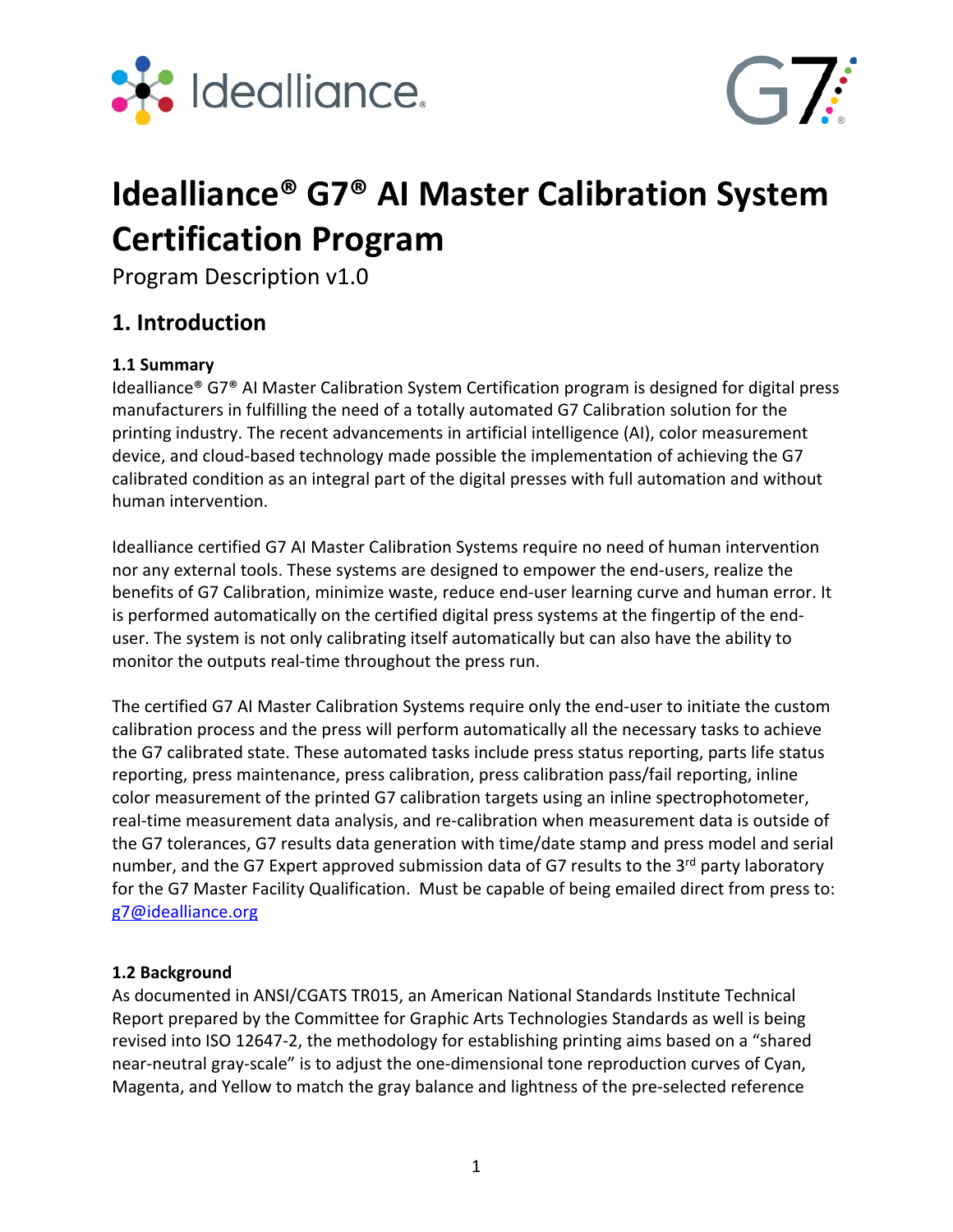# Idealliance® G7® AI Master Calibration System Certification Program

Program Description v1.0

## 1. Introduction

### 1.1 Summary

Idealliance® G7® AI Master Calibration System Certification program is designed for digital press manufacturers in fulfilling the need of a totally automated G7 Calibration solution for the printing industry. The recent advancements in artificial intelligence (AI), color measurement device, and cloud-based technology made possible the implementation of achieving the G7 calibrated condition as an integral part of the digital presses with full automation and without human intervention.

Idealliance certified G7 AI Master Calibration Systems require no need of human intervention nor any external tools. These systems are designed to empower the end-users, realize the benefits of G7 Calibration, minimize waste, reduce end-user learning curve and human error. It is performed automatically on the certified digital press systems at the fingertip of the end-user. The system is not only calibrating itself automatically but can also have the ability to monitor the outputs real-time throughout the press run.

The certified G7 AI Master Calibration Systems require only the end-user to initiate the custom calibration process and the press will perform automatically all the necessary tasks to achieve the G7 calibrated state. These automated tasks include press status reporting, parts life status reporting, press maintenance, press calibration, press calibration pass/fail reporting, inline color measurement of the printed G7 calibration targets using an inline spectrophotometer, real-time measurement data analysis, and re-calibration when measurement data is outside of the G7 tolerances, G7 results data generation with time/date stamp and press model and serial number, and the G7 Expert approved submission data of G7 results to the 3rd party laboratory for the G7 Master Facility Qualification. Must be capable of being emailed direct from press to: [g7@idealliance.org](mailto:g7@idealliance.org)

### 1.2 Background

As documented in ANSI/CGATS TR015, an American National Standards Institute Technical Report prepared by the Committee for Graphic Arts Technologies Standards as well is being revised into ISO 12647-2, the methodology for establishing printing aims based on a "shared near-neutral gray-scale" is to adjust the one-dimensional tone reproduction curves of Cyan, Magenta, and Yellow to match the gray balance and lightness of the pre-selected reference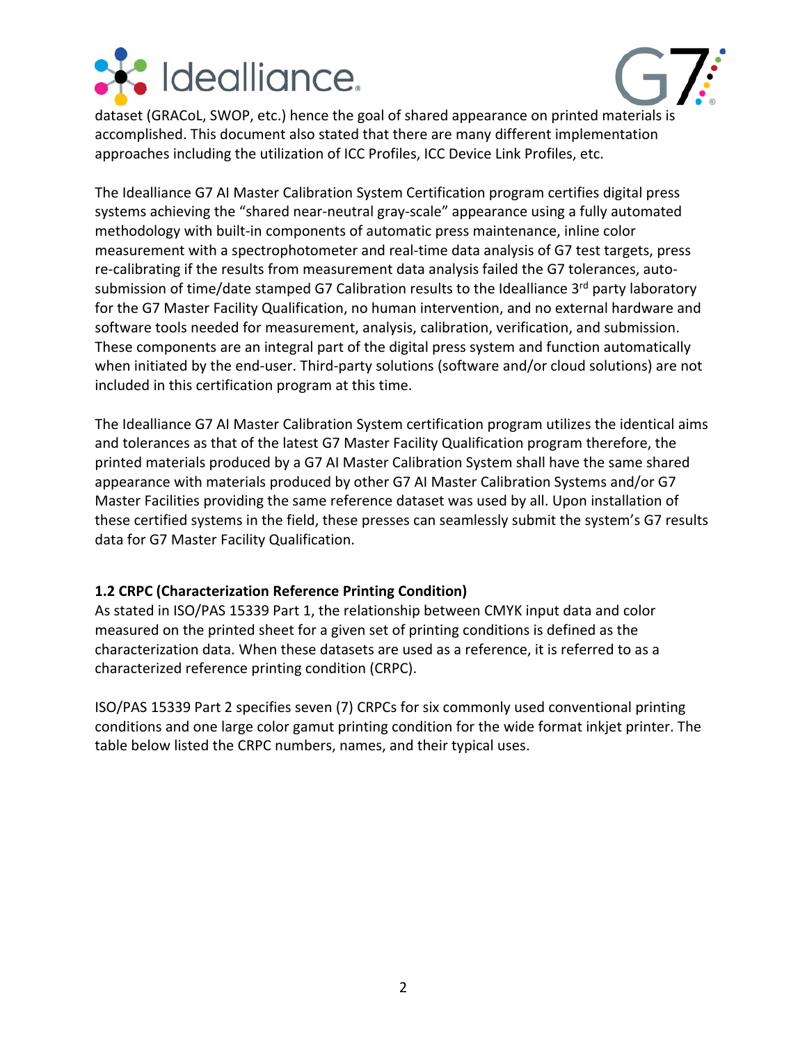dataset (GRACoL, SWOP, etc.) hence the goal of shared appearance on printed materials is accomplished. This document also stated that there are many different implementation approaches including the utilization of ICC Profiles, ICC Device Link Profiles, etc.

The Idealliance G7 AI Master Calibration System Certification program certifies digital press systems achieving the "shared near-neutral gray-scale" appearance using a fully automated methodology with built-in components of automatic press maintenance, inline color measurement with a spectrophotometer and real-time data analysis of G7 test targets, press re-calibrating if the results from measurement data analysis failed the G7 tolerances, auto-submission of time/date stamped G7 Calibration results to the Idealliance 3rd party laboratory for the G7 Master Facility Qualification, no human intervention, and no external hardware and software tools needed for measurement, analysis, calibration, verification, and submission. These components are an integral part of the digital press system and function automatically when initiated by the end-user. Third-party solutions (software and/or cloud solutions) are not included in this certification program at this time.

The Idealliance G7 AI Master Calibration System certification program utilizes the identical aims and tolerances as that of the latest G7 Master Facility Qualification program therefore, the printed materials produced by a G7 AI Master Calibration System shall have the same shared appearance with materials produced by other G7 AI Master Calibration Systems and/or G7 Master Facilities providing the same reference dataset was used by all. Upon installation of these certified systems in the field, these presses can seamlessly submit the system's G7 results data for G7 Master Facility Qualification.

### 1.2 CRPC (Characterization Reference Printing Condition)

As stated in ISO/PAS 15339 Part 1, the relationship between CMYK input data and color measured on the printed sheet for a given set of printing conditions is defined as the characterization data. When these datasets are used as a reference, it is referred to as a characterized reference printing condition (CRPC).

ISO/PAS 15339 Part 2 specifies seven (7) CRPCs for six commonly used conventional printing conditions and one large color gamut printing condition for the wide format inkjet printer. The table below listed the CRPC numbers, names, and their typical uses.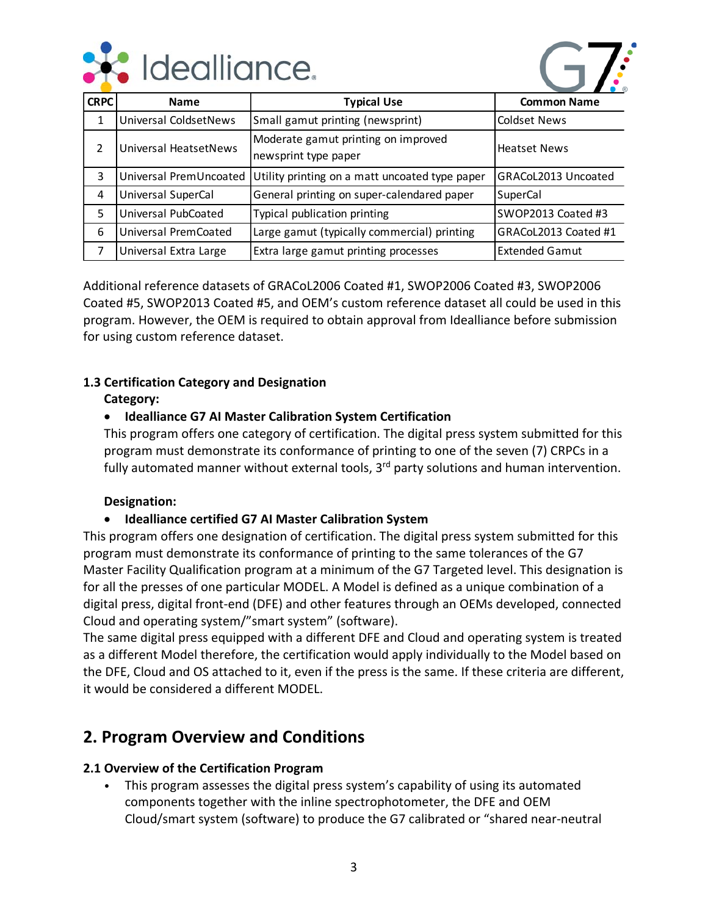| CRPC | Name | Typical Use | Common Name |
|---|---|---|---|
| 1 | Universal ColdsetNews | Small gamut printing (newsprint) | Coldset News |
| 2 | Universal HeatsetNews | Moderate gamut printing on improved newsprint type paper | Heatset News |
| 3 | Universal PremUncoated | Utility printing on a matt uncoated type paper | GRACoL2013 Uncoated |
| 4 | Universal SuperCal | General printing on super-calendared paper | SuperCal |
| 5 | Universal PubCoated | Typical publication printing | SWOP2013 Coated #3 |
| 6 | Universal PremCoated | Large gamut (typically commercial) printing | GRACoL2013 Coated #1 |
| 7 | Universal Extra Large | Extra large gamut printing processes | Extended Gamut |

Additional reference datasets of GRACoL2006 Coated #1, SWOP2006 Coated #3, SWOP2006 Coated #5, SWOP2013 Coated #5, and OEM's custom reference dataset all could be used in this program. However, the OEM is required to obtain approval from Idealliance before submission for using custom reference dataset.

### 1.3 Certification Category and Designation

**Category:**

- **Idealliance G7 AI Master Calibration System Certification**

  This program offers one category of certification. The digital press system submitted for this program must demonstrate its conformance of printing to one of the seven (7) CRPCs in a fully automated manner without external tools, 3rd party solutions and human intervention.

**Designation:**

- **Idealliance certified G7 AI Master Calibration System**

This program offers one designation of certification. The digital press system submitted for this program must demonstrate its conformance of printing to the same tolerances of the G7 Master Facility Qualification program at a minimum of the G7 Targeted level. This designation is for all the presses of one particular MODEL. A Model is defined as a unique combination of a digital press, digital front-end (DFE) and other features through an OEMs developed, connected Cloud and operating system/"smart system" (software).

The same digital press equipped with a different DFE and Cloud and operating system is treated as a different Model therefore, the certification would apply individually to the Model based on the DFE, Cloud and OS attached to it, even if the press is the same. If these criteria are different, it would be considered a different MODEL.

## 2. Program Overview and Conditions

### 2.1 Overview of the Certification Program

- This program assesses the digital press system's capability of using its automated components together with the inline spectrophotometer, the DFE and OEM Cloud/smart system (software) to produce the G7 calibrated or "shared near-neutral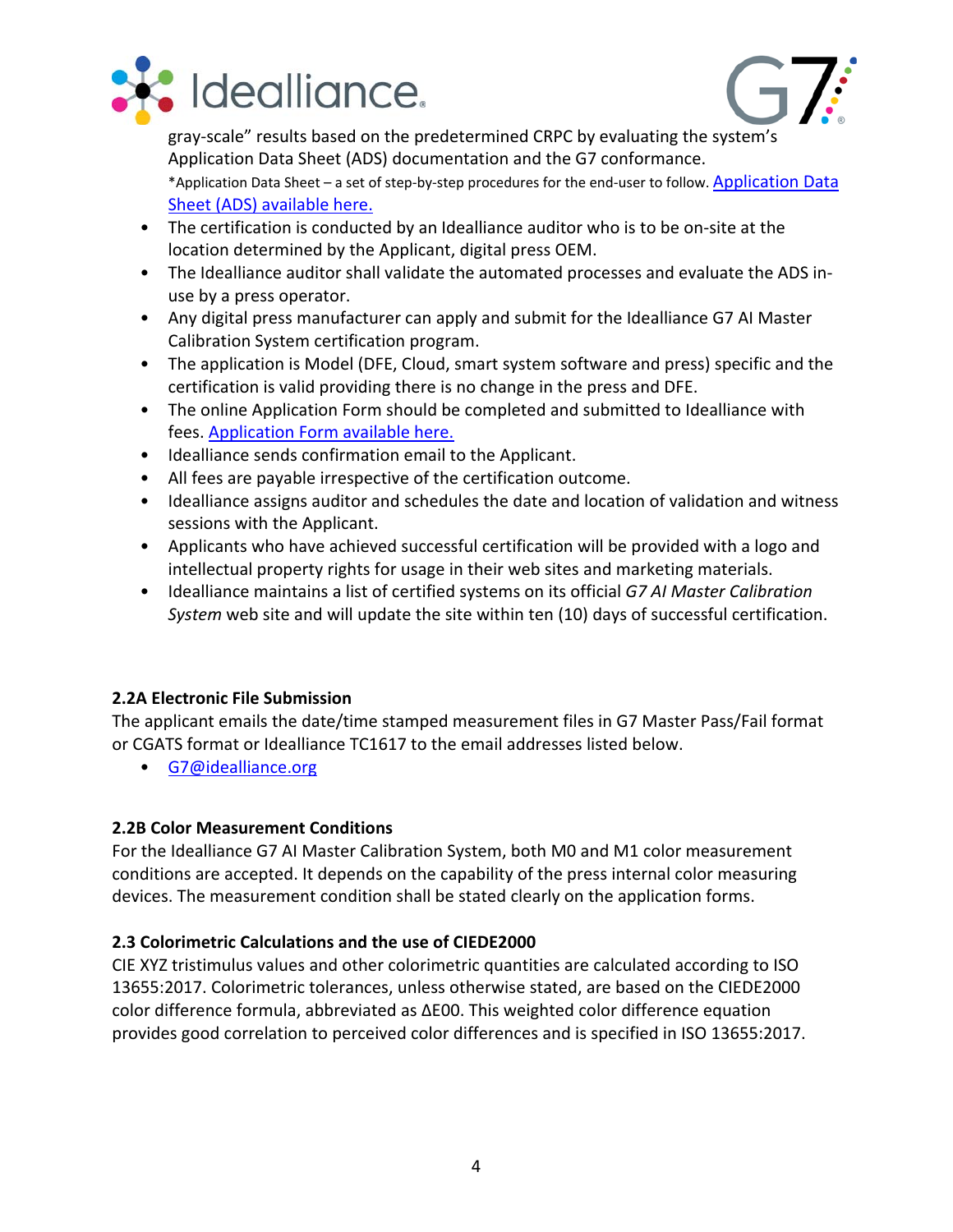gray-scale" results based on the predetermined CRPC by evaluating the system's Application Data Sheet (ADS) documentation and the G7 conformance.
*Application Data Sheet – a set of step-by-step procedures for the end-user to follow. Application Data Sheet (ADS) available here.

- The certification is conducted by an Idealliance auditor who is to be on-site at the location determined by the Applicant, digital press OEM.
- The Idealliance auditor shall validate the automated processes and evaluate the ADS in-use by a press operator.
- Any digital press manufacturer can apply and submit for the Idealliance G7 AI Master Calibration System certification program.
- The application is Model (DFE, Cloud, smart system software and press) specific and the certification is valid providing there is no change in the press and DFE.
- The online Application Form should be completed and submitted to Idealliance with fees. Application Form available here.
- Idealliance sends confirmation email to the Applicant.
- All fees are payable irrespective of the certification outcome.
- Idealliance assigns auditor and schedules the date and location of validation and witness sessions with the Applicant.
- Applicants who have achieved successful certification will be provided with a logo and intellectual property rights for usage in their web sites and marketing materials.
- Idealliance maintains a list of certified systems on its official *G7 AI Master Calibration System* web site and will update the site within ten (10) days of successful certification.

### 2.2A Electronic File Submission

The applicant emails the date/time stamped measurement files in G7 Master Pass/Fail format or CGATS format or Idealliance TC1617 to the email addresses listed below.

- G7@idealliance.org

### 2.2B Color Measurement Conditions

For the Idealliance G7 AI Master Calibration System, both M0 and M1 color measurement conditions are accepted. It depends on the capability of the press internal color measuring devices. The measurement condition shall be stated clearly on the application forms.

### 2.3 Colorimetric Calculations and the use of CIEDE2000

CIE XYZ tristimulus values and other colorimetric quantities are calculated according to ISO 13655:2017. Colorimetric tolerances, unless otherwise stated, are based on the CIEDE2000 color difference formula, abbreviated as ΔE00. This weighted color difference equation provides good correlation to perceived color differences and is specified in ISO 13655:2017.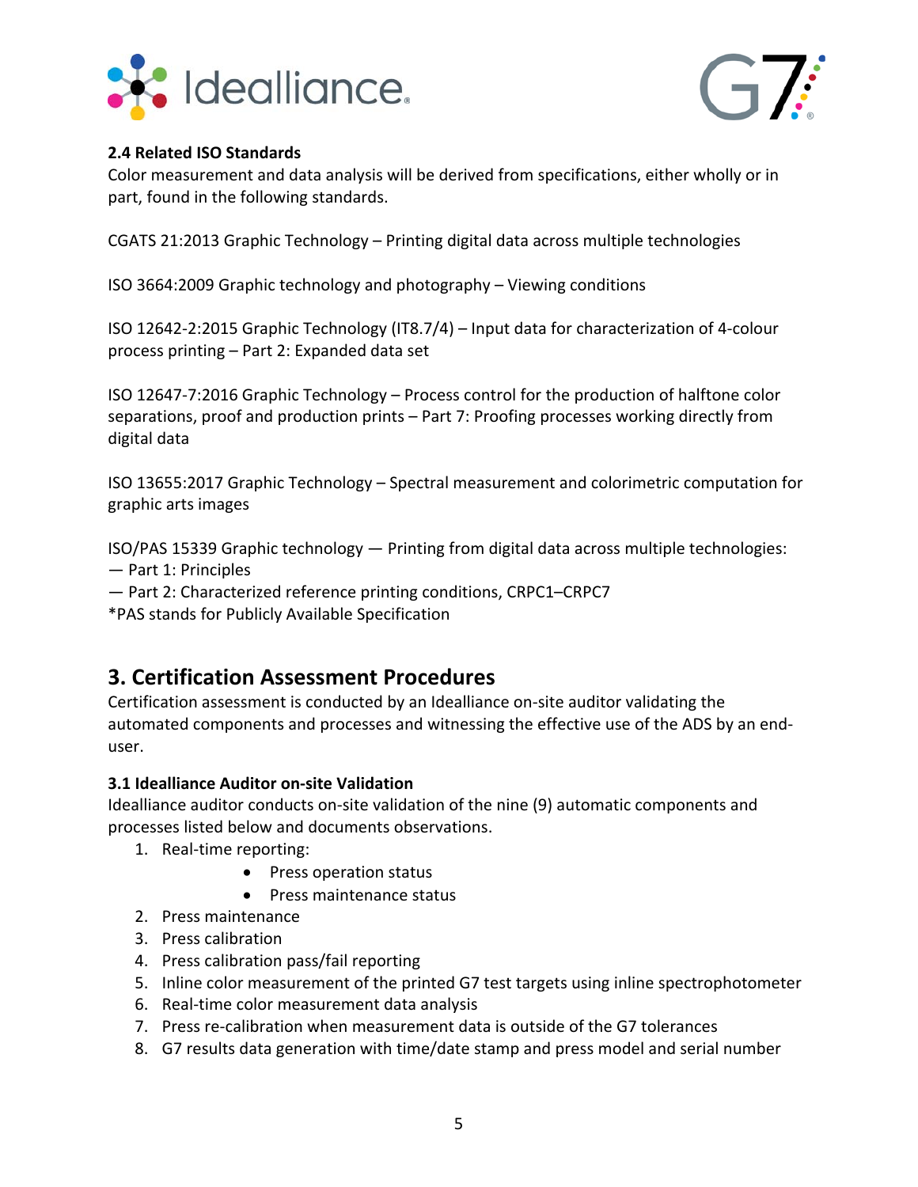**2.4 Related ISO Standards**

Color measurement and data analysis will be derived from specifications, either wholly or in part, found in the following standards.

CGATS 21:2013 Graphic Technology – Printing digital data across multiple technologies

ISO 3664:2009 Graphic technology and photography – Viewing conditions

ISO 12642-2:2015 Graphic Technology (IT8.7/4) – Input data for characterization of 4-colour process printing – Part 2: Expanded data set

ISO 12647-7:2016 Graphic Technology – Process control for the production of halftone color separations, proof and production prints – Part 7: Proofing processes working directly from digital data

ISO 13655:2017 Graphic Technology – Spectral measurement and colorimetric computation for graphic arts images

ISO/PAS 15339 Graphic technology — Printing from digital data across multiple technologies:
— Part 1: Principles
— Part 2: Characterized reference printing conditions, CRPC1–CRPC7
*PAS stands for Publicly Available Specification

## 3. Certification Assessment Procedures

Certification assessment is conducted by an Idealliance on-site auditor validating the automated components and processes and witnessing the effective use of the ADS by an end-user.

**3.1 Idealliance Auditor on-site Validation**

Idealliance auditor conducts on-site validation of the nine (9) automatic components and processes listed below and documents observations.

1. Real-time reporting:
    - Press operation status
    - Press maintenance status
2. Press maintenance
3. Press calibration
4. Press calibration pass/fail reporting
5. Inline color measurement of the printed G7 test targets using inline spectrophotometer
6. Real-time color measurement data analysis
7. Press re-calibration when measurement data is outside of the G7 tolerances
8. G7 results data generation with time/date stamp and press model and serial number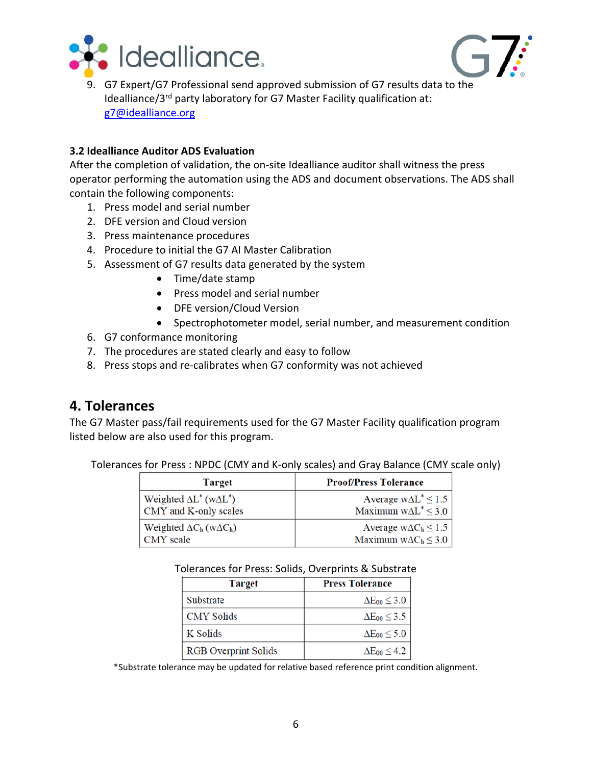9. G7 Expert/G7 Professional send approved submission of G7 results data to the Idealliance/3rd party laboratory for G7 Master Facility qualification at: g7@idealliance.org

### 3.2 Idealliance Auditor ADS Evaluation

After the completion of validation, the on-site Idealliance auditor shall witness the press operator performing the automation using the ADS and document observations. The ADS shall contain the following components:

1. Press model and serial number
2. DFE version and Cloud version
3. Press maintenance procedures
4. Procedure to initial the G7 AI Master Calibration
5. Assessment of G7 results data generated by the system
    - Time/date stamp
    - Press model and serial number
    - DFE version/Cloud Version
    - Spectrophotometer model, serial number, and measurement condition
6. G7 conformance monitoring
7. The procedures are stated clearly and easy to follow
8. Press stops and re-calibrates when G7 conformity was not achieved

## 4. Tolerances

The G7 Master pass/fail requirements used for the G7 Master Facility qualification program listed below are also used for this program.

Tolerances for Press : NPDC (CMY and K-only scales) and Gray Balance (CMY scale only)

| Target | Proof/Press Tolerance |
|---|---|
| Weighted $\Delta L^*$ ($w\Delta L^*$) CMY and K-only scales | Average $w\Delta L^* \leq 1.5$ Maximum $w\Delta L^* \leq 3.0$ |
| Weighted $\Delta C_h$ ($w\Delta C_h$) CMY scale | Average $w\Delta C_h \leq 1.5$ Maximum $w\Delta C_h \leq 3.0$ |

Tolerances for Press: Solids, Overprints & Substrate

| Target | Press Tolerance |
|---|---|
| Substrate | $\Delta E_{00} \leq 3.0$ |
| CMY Solids | $\Delta E_{00} \leq 3.5$ |
| K Solids | $\Delta E_{00} \leq 5.0$ |
| RGB Overprint Solids | $\Delta E_{00} \leq 4.2$ |

*Substrate tolerance may be updated for relative based reference print condition alignment.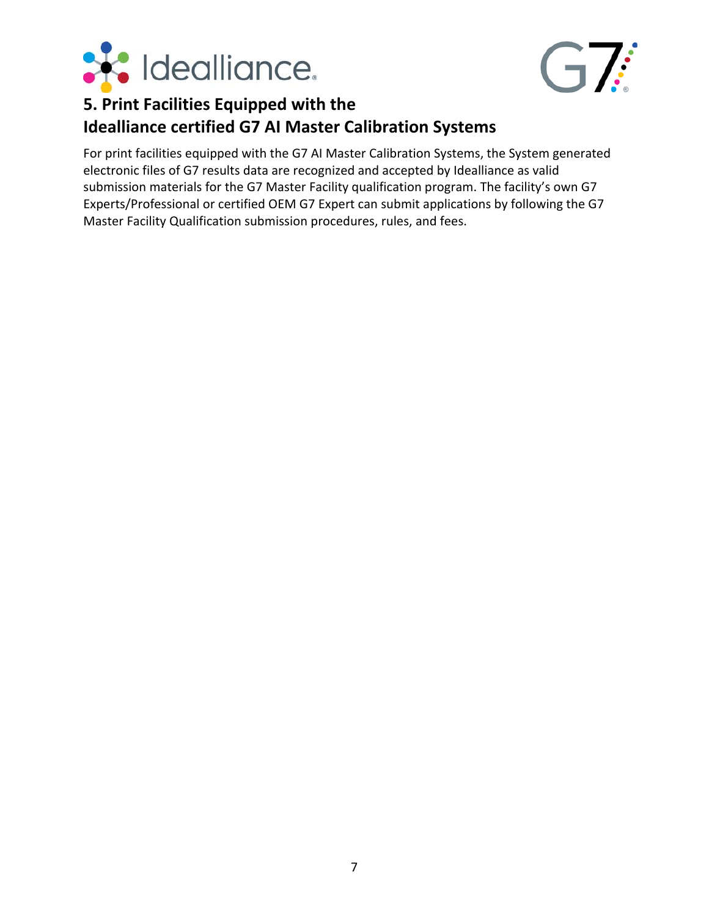## 5. Print Facilities Equipped with the Idealliance certified G7 AI Master Calibration Systems

For print facilities equipped with the G7 AI Master Calibration Systems, the System generated electronic files of G7 results data are recognized and accepted by Idealliance as valid submission materials for the G7 Master Facility qualification program. The facility's own G7 Experts/Professional or certified OEM G7 Expert can submit applications by following the G7 Master Facility Qualification submission procedures, rules, and fees.